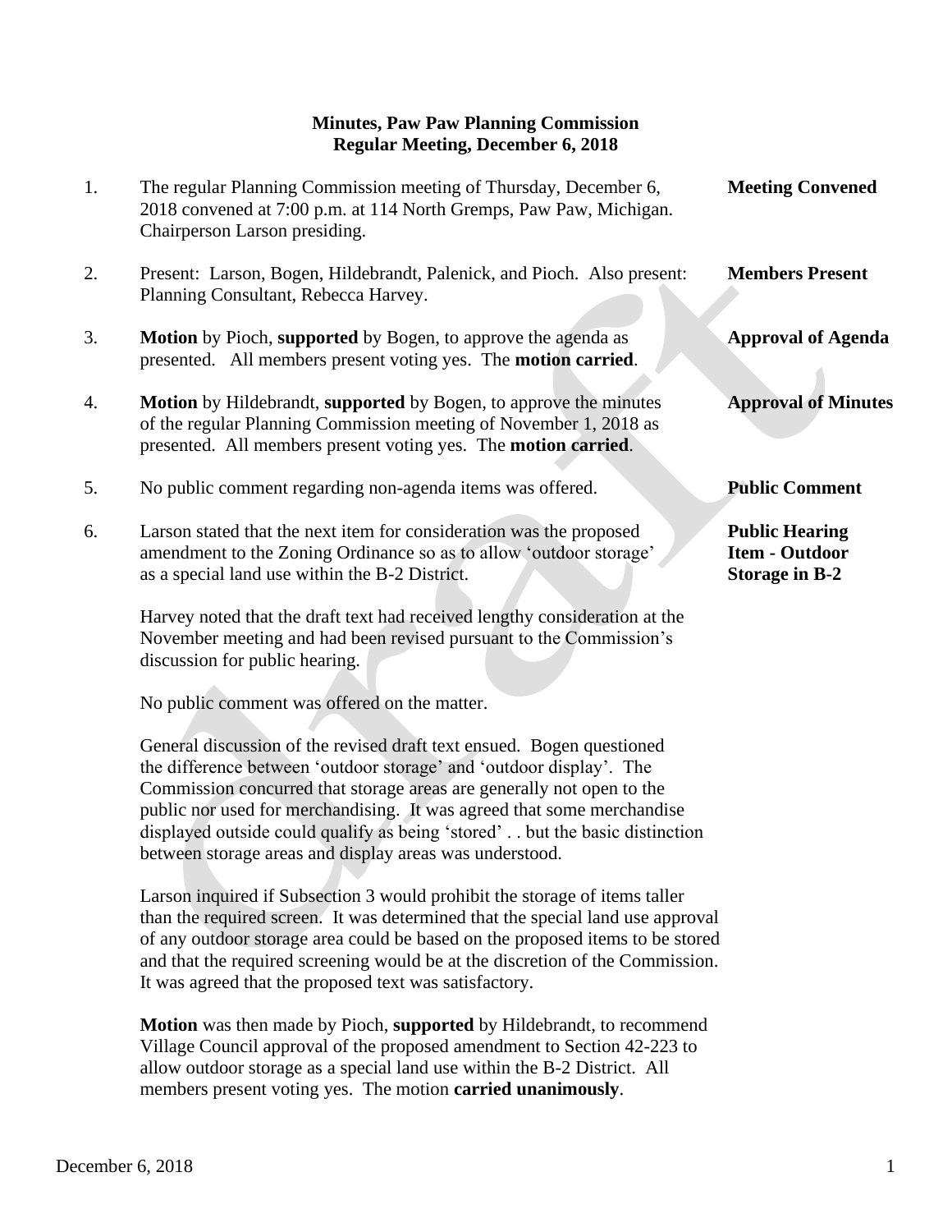**Minutes, Paw Paw Planning Commission**
**Regular Meeting, December 6, 2018**

1. The regular Planning Commission meeting of Thursday, December 6, 2018 convened at 7:00 p.m. at 114 North Gremps, Paw Paw, Michigan. Chairperson Larson presiding. — **Meeting Convened**

2. Present: Larson, Bogen, Hildebrandt, Palenick, and Pioch. Also present: Planning Consultant, Rebecca Harvey. — **Members Present**

3. **Motion** by Pioch, **supported** by Bogen, to approve the agenda as presented. All members present voting yes. The **motion carried**. — **Approval of Agenda**

4. **Motion** by Hildebrandt, **supported** by Bogen, to approve the minutes of the regular Planning Commission meeting of November 1, 2018 as presented. All members present voting yes. The **motion carried**. — **Approval of Minutes**

5. No public comment regarding non-agenda items was offered. — **Public Comment**

6. Larson stated that the next item for consideration was the proposed amendment to the Zoning Ordinance so as to allow 'outdoor storage' as a special land use within the B-2 District. — **Public Hearing Item - Outdoor Storage in B-2**

   Harvey noted that the draft text had received lengthy consideration at the November meeting and had been revised pursuant to the Commission's discussion for public hearing.

   No public comment was offered on the matter.

   General discussion of the revised draft text ensued. Bogen questioned the difference between 'outdoor storage' and 'outdoor display'. The Commission concurred that storage areas are generally not open to the public nor used for merchandising. It was agreed that some merchandise displayed outside could qualify as being 'stored' . . but the basic distinction between storage areas and display areas was understood.

   Larson inquired if Subsection 3 would prohibit the storage of items taller than the required screen. It was determined that the special land use approval of any outdoor storage area could be based on the proposed items to be stored and that the required screening would be at the discretion of the Commission. It was agreed that the proposed text was satisfactory.

   **Motion** was then made by Pioch, **supported** by Hildebrandt, to recommend Village Council approval of the proposed amendment to Section 42-223 to allow outdoor storage as a special land use within the B-2 District. All members present voting yes. The motion **carried unanimously**.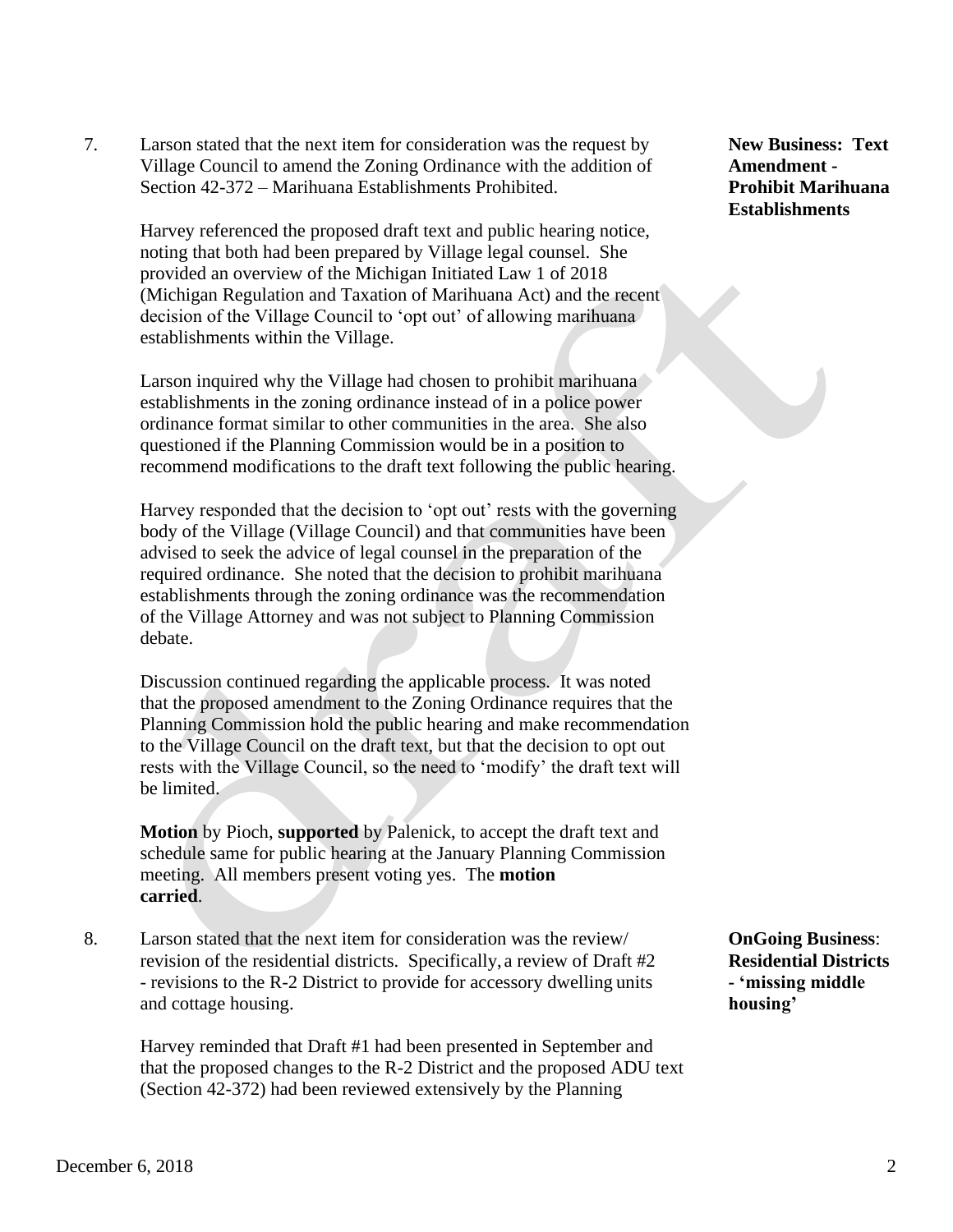7. Larson stated that the next item for consideration was the request by Village Council to amend the Zoning Ordinance with the addition of Section 42-372 – Marihuana Establishments Prohibited.

   **New Business: Text Amendment - Prohibit Marihuana Establishments**

   Harvey referenced the proposed draft text and public hearing notice, noting that both had been prepared by Village legal counsel. She provided an overview of the Michigan Initiated Law 1 of 2018 (Michigan Regulation and Taxation of Marihuana Act) and the recent decision of the Village Council to 'opt out' of allowing marihuana establishments within the Village.

   Larson inquired why the Village had chosen to prohibit marihuana establishments in the zoning ordinance instead of in a police power ordinance format similar to other communities in the area. She also questioned if the Planning Commission would be in a position to recommend modifications to the draft text following the public hearing.

   Harvey responded that the decision to 'opt out' rests with the governing body of the Village (Village Council) and that communities have been advised to seek the advice of legal counsel in the preparation of the required ordinance. She noted that the decision to prohibit marihuana establishments through the zoning ordinance was the recommendation of the Village Attorney and was not subject to Planning Commission debate.

   Discussion continued regarding the applicable process. It was noted that the proposed amendment to the Zoning Ordinance requires that the Planning Commission hold the public hearing and make recommendation to the Village Council on the draft text, but that the decision to opt out rests with the Village Council, so the need to 'modify' the draft text will be limited.

   **Motion** by Pioch, **supported** by Palenick, to accept the draft text and schedule same for public hearing at the January Planning Commission meeting. All members present voting yes. The **motion carried**.

8. Larson stated that the next item for consideration was the review/ revision of the residential districts. Specifically, a review of Draft #2 - revisions to the R-2 District to provide for accessory dwelling units and cottage housing.

   **OnGoing Business: Residential Districts - 'missing middle housing'**

   Harvey reminded that Draft #1 had been presented in September and that the proposed changes to the R-2 District and the proposed ADU text (Section 42-372) had been reviewed extensively by the Planning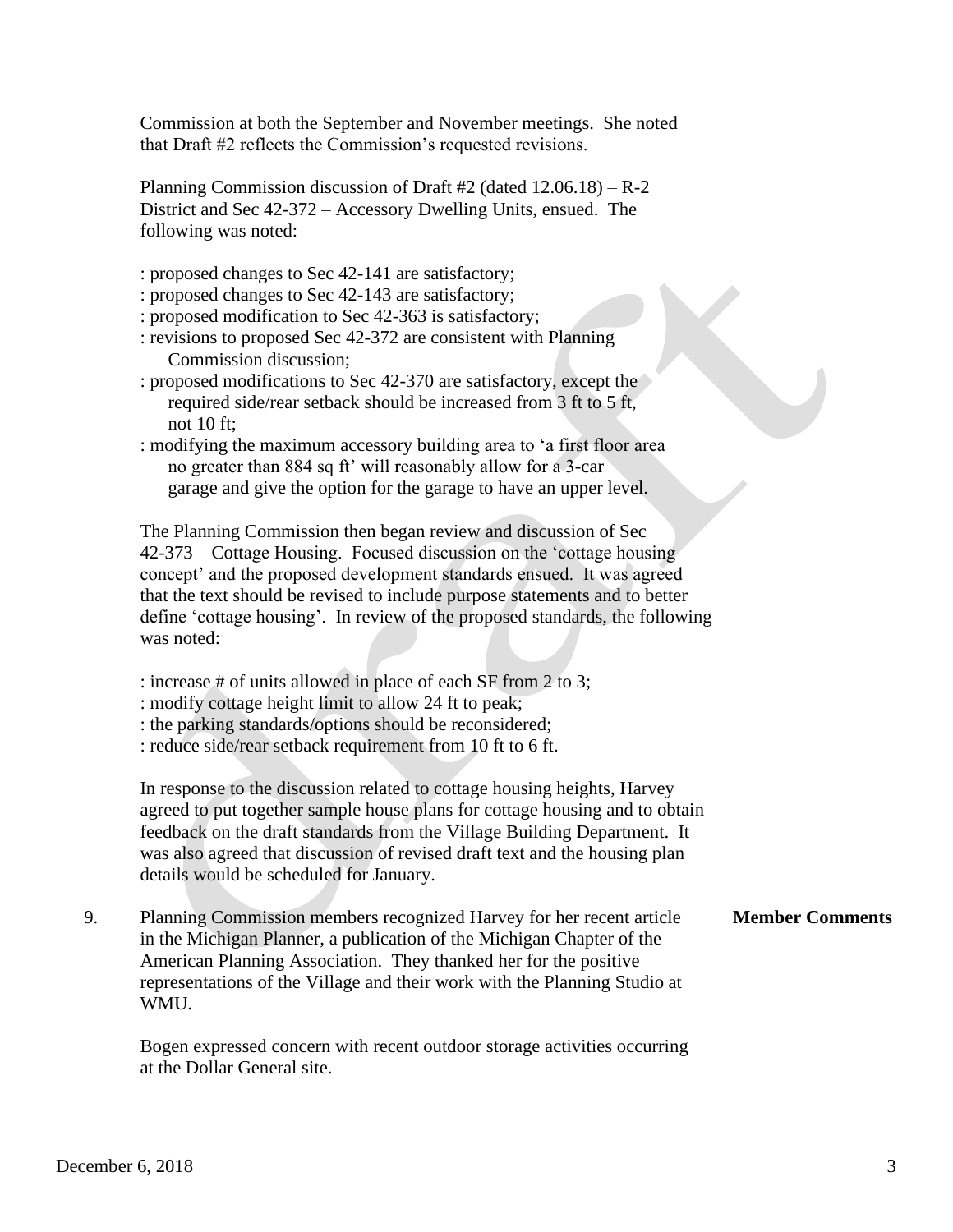Commission at both the September and November meetings. She noted that Draft #2 reflects the Commission's requested revisions.

Planning Commission discussion of Draft #2 (dated 12.06.18) – R-2 District and Sec 42-372 – Accessory Dwelling Units, ensued. The following was noted:

: proposed changes to Sec 42-141 are satisfactory;
: proposed changes to Sec 42-143 are satisfactory;
: proposed modification to Sec 42-363 is satisfactory;
: revisions to proposed Sec 42-372 are consistent with Planning Commission discussion;
: proposed modifications to Sec 42-370 are satisfactory, except the required side/rear setback should be increased from 3 ft to 5 ft, not 10 ft;
: modifying the maximum accessory building area to 'a first floor area no greater than 884 sq ft' will reasonably allow for a 3-car garage and give the option for the garage to have an upper level.

The Planning Commission then began review and discussion of Sec 42-373 – Cottage Housing. Focused discussion on the 'cottage housing concept' and the proposed development standards ensued. It was agreed that the text should be revised to include purpose statements and to better define 'cottage housing'. In review of the proposed standards, the following was noted:

: increase # of units allowed in place of each SF from 2 to 3;
: modify cottage height limit to allow 24 ft to peak;
: the parking standards/options should be reconsidered;
: reduce side/rear setback requirement from 10 ft to 6 ft.

In response to the discussion related to cottage housing heights, Harvey agreed to put together sample house plans for cottage housing and to obtain feedback on the draft standards from the Village Building Department. It was also agreed that discussion of revised draft text and the housing plan details would be scheduled for January.

9. Planning Commission members recognized Harvey for her recent article in the Michigan Planner, a publication of the Michigan Chapter of the American Planning Association. They thanked her for the positive representations of the Village and their work with the Planning Studio at WMU. **Member Comments**

Bogen expressed concern with recent outdoor storage activities occurring at the Dollar General site.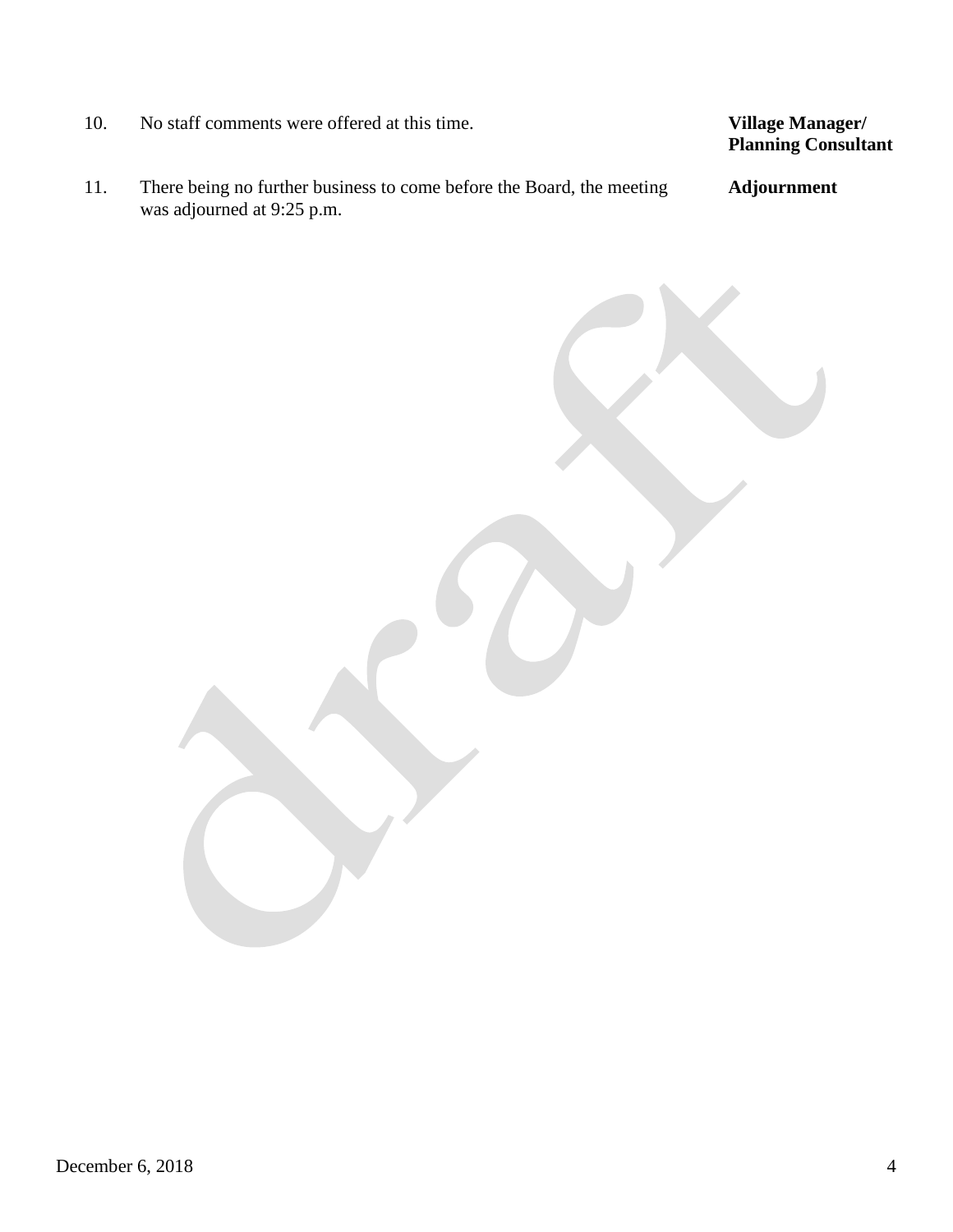10. No staff comments were offered at this time. **Village Manager/ Planning Consultant**

11. There being no further business to come before the Board, the meeting was adjourned at 9:25 p.m. **Adjournment**